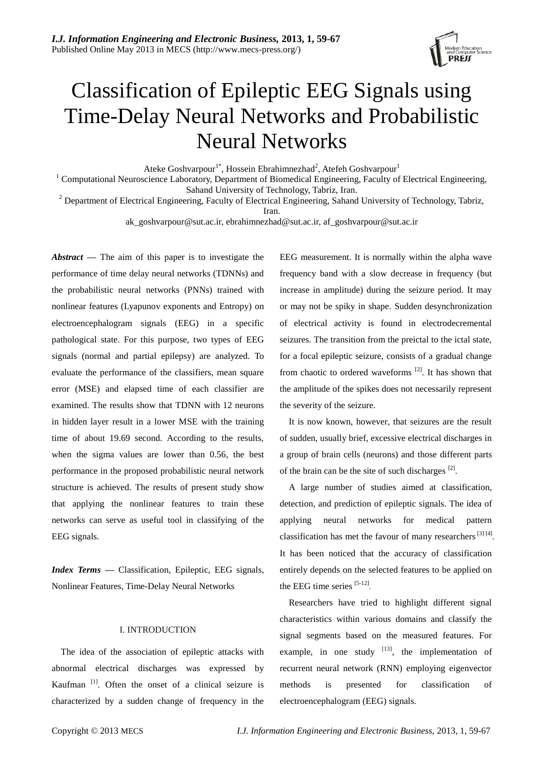# Classification of Epileptic EEG Signals using Time-Delay Neural Networks and Probabilistic Neural Networks

Ateke Goshvarpour[1*], Hossein Ebrahimnezhad[2], Atefeh Goshvarpour[1]

[1] Computational Neuroscience Laboratory, Department of Biomedical Engineering, Faculty of Electrical Engineering, Sahand University of Technology, Tabriz, Iran.

[2] Department of Electrical Engineering, Faculty of Electrical Engineering, Sahand University of Technology, Tabriz, Iran.

ak_goshvarpour@sut.ac.ir, ebrahimnezhad@sut.ac.ir, af_goshvarpour@sut.ac.ir

***Abstract*** — The aim of this paper is to investigate the performance of time delay neural networks (TDNNs) and the probabilistic neural networks (PNNs) trained with nonlinear features (Lyapunov exponents and Entropy) on electroencephalogram signals (EEG) in a specific pathological state. For this purpose, two types of EEG signals (normal and partial epilepsy) are analyzed. To evaluate the performance of the classifiers, mean square error (MSE) and elapsed time of each classifier are examined. The results show that TDNN with 12 neurons in hidden layer result in a lower MSE with the training time of about 19.69 second. According to the results, when the sigma values are lower than 0.56, the best performance in the proposed probabilistic neural network structure is achieved. The results of present study show that applying the nonlinear features to train these networks can serve as useful tool in classifying of the EEG signals.

***Index Terms*** — Classification, Epileptic, EEG signals, Nonlinear Features, Time-Delay Neural Networks

## I. INTRODUCTION

The idea of the association of epileptic attacks with abnormal electrical discharges was expressed by Kaufman [1]. Often the onset of a clinical seizure is characterized by a sudden change of frequency in the EEG measurement. It is normally within the alpha wave frequency band with a slow decrease in frequency (but increase in amplitude) during the seizure period. It may or may not be spiky in shape. Sudden desynchronization of electrical activity is found in electrodecremental seizures. The transition from the preictal to the ictal state, for a focal epileptic seizure, consists of a gradual change from chaotic to ordered waveforms [2]. It has shown that the amplitude of the spikes does not necessarily represent the severity of the seizure.

It is now known, however, that seizures are the result of sudden, usually brief, excessive electrical discharges in a group of brain cells (neurons) and those different parts of the brain can be the site of such discharges [2].

A large number of studies aimed at classification, detection, and prediction of epileptic signals. The idea of applying neural networks for medical pattern classification has met the favour of many researchers [3] [4]. It has been noticed that the accuracy of classification entirely depends on the selected features to be applied on the EEG time series [5-12].

Researchers have tried to highlight different signal characteristics within various domains and classify the signal segments based on the measured features. For example, in one study [13], the implementation of recurrent neural network (RNN) employing eigenvector methods is presented for classification of electroencephalogram (EEG) signals.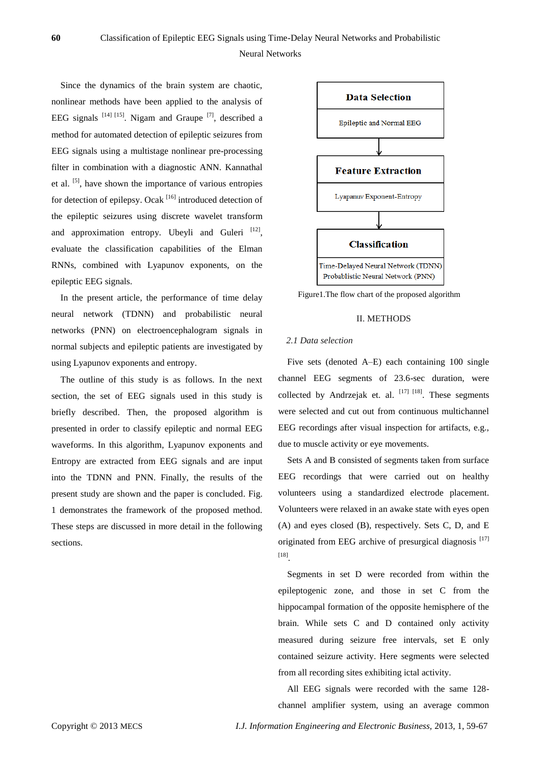Since the dynamics of the brain system are chaotic, nonlinear methods have been applied to the analysis of EEG signals [14] [15]. Nigam and Graupe [7], described a method for automated detection of epileptic seizures from EEG signals using a multistage nonlinear pre-processing filter in combination with a diagnostic ANN. Kannathal et al. [5], have shown the importance of various entropies for detection of epilepsy. Ocak [16] introduced detection of the epileptic seizures using discrete wavelet transform and approximation entropy. Ubeyli and Guleri [12], evaluate the classification capabilities of the Elman RNNs, combined with Lyapunov exponents, on the epileptic EEG signals.

In the present article, the performance of time delay neural network (TDNN) and probabilistic neural networks (PNN) on electroencephalogram signals in normal subjects and epileptic patients are investigated by using Lyapunov exponents and entropy.

The outline of this study is as follows. In the next section, the set of EEG signals used in this study is briefly described. Then, the proposed algorithm is presented in order to classify epileptic and normal EEG waveforms. In this algorithm, Lyapunov exponents and Entropy are extracted from EEG signals and are input into the TDNN and PNN. Finally, the results of the present study are shown and the paper is concluded. Fig. 1 demonstrates the framework of the proposed method. These steps are discussed in more detail in the following sections.

| **Data Selection** |
|---|
| Epileptic and Normal EEG |

↓

| **Feature Extraction** |
|---|
| Lyapanuv Exponent-Entropy |

↓

| **Classification** |
|---|
| Time-Delayed Neural Network (TDNN) Probablistic Neural Network (PNN) |

Figure1.The flow chart of the proposed algorithm

## II. METHODS

### *2.1 Data selection*

Five sets (denoted A–E) each containing 100 single channel EEG segments of 23.6-sec duration, were collected by Andrzejak et. al. [17] [18]. These segments were selected and cut out from continuous multichannel EEG recordings after visual inspection for artifacts, e.g., due to muscle activity or eye movements.

Sets A and B consisted of segments taken from surface EEG recordings that were carried out on healthy volunteers using a standardized electrode placement. Volunteers were relaxed in an awake state with eyes open (A) and eyes closed (B), respectively. Sets C, D, and E originated from EEG archive of presurgical diagnosis [17] [18].

Segments in set D were recorded from within the epileptogenic zone, and those in set C from the hippocampal formation of the opposite hemisphere of the brain. While sets C and D contained only activity measured during seizure free intervals, set E only contained seizure activity. Here segments were selected from all recording sites exhibiting ictal activity.

All EEG signals were recorded with the same 128-channel amplifier system, using an average common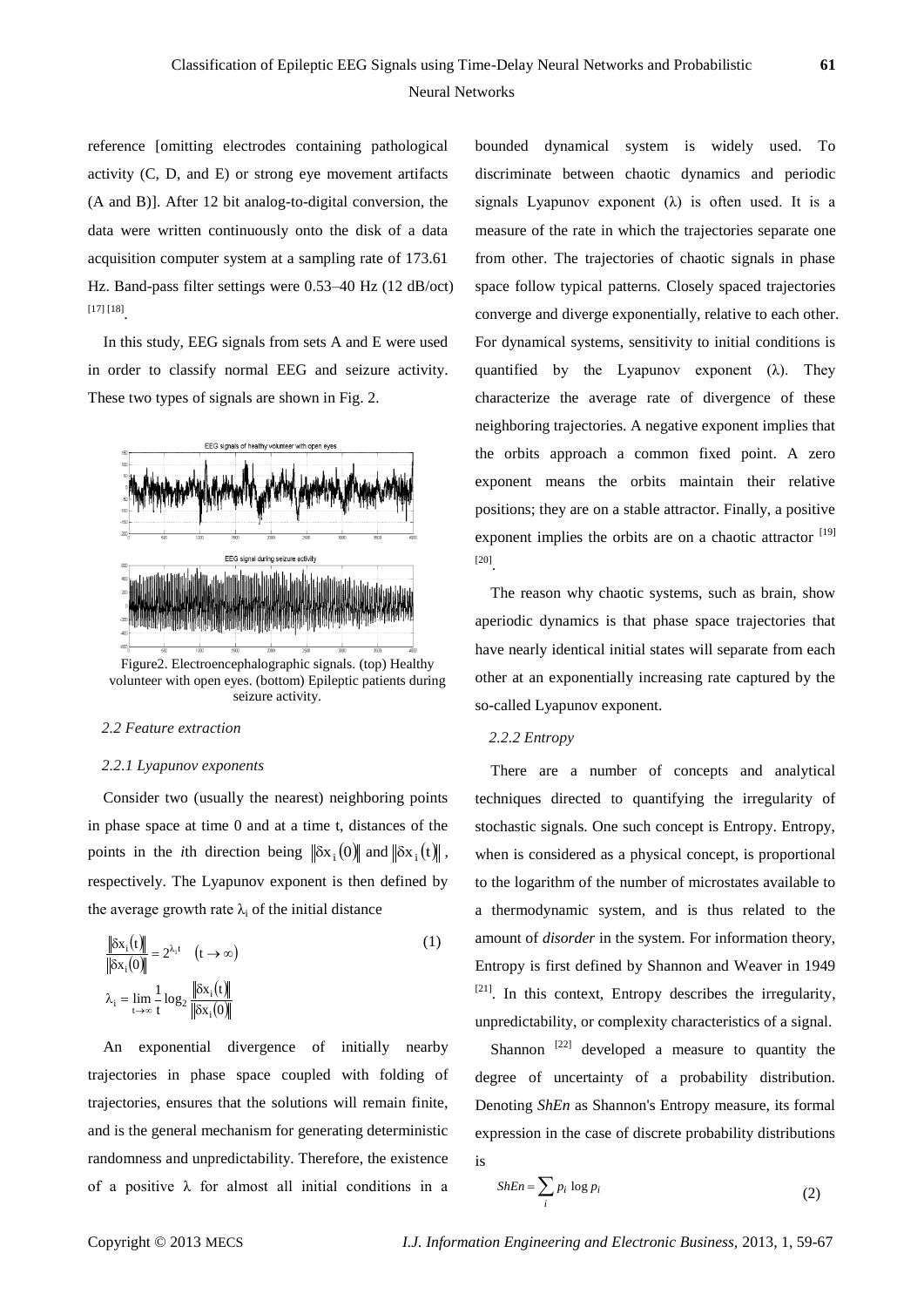reference [omitting electrodes containing pathological activity (C, D, and E) or strong eye movement artifacts (A and B)]. After 12 bit analog-to-digital conversion, the data were written continuously onto the disk of a data acquisition computer system at a sampling rate of 173.61 Hz. Band-pass filter settings were 0.53–40 Hz (12 dB/oct) [17] [18].

In this study, EEG signals from sets A and E were used in order to classify normal EEG and seizure activity. These two types of signals are shown in Fig. 2.

Figure2. Electroencephalographic signals. (top) Healthy volunteer with open eyes. (bottom) Epileptic patients during seizure activity.

### 2.2 Feature extraction

#### 2.2.1 Lyapunov exponents

Consider two (usually the nearest) neighboring points in phase space at time 0 and at a time t, distances of the points in the *i*th direction being $\|\delta x_i(0)\|$ and $\|\delta x_i(t)\|$, respectively. The Lyapunov exponent is then defined by the average growth rate $\lambda_i$ of the initial distance

$$\frac{\|\delta x_i(t)\|}{\|\delta x_i(0)\|} = 2^{\lambda_i t} \quad (t \to \infty) \tag{1}$$

$$\lambda_i = \lim_{t \to \infty} \frac{1}{t} \log_2 \frac{\|\delta x_i(t)\|}{\|\delta x_i(0)\|}$$

An exponential divergence of initially nearby trajectories in phase space coupled with folding of trajectories, ensures that the solutions will remain finite, and is the general mechanism for generating deterministic randomness and unpredictability. Therefore, the existence of a positive $\lambda$ for almost all initial conditions in a bounded dynamical system is widely used. To discriminate between chaotic dynamics and periodic signals Lyapunov exponent ($\lambda$) is often used. It is a measure of the rate in which the trajectories separate one from other. The trajectories of chaotic signals in phase space follow typical patterns. Closely spaced trajectories converge and diverge exponentially, relative to each other. For dynamical systems, sensitivity to initial conditions is quantified by the Lyapunov exponent ($\lambda$). They characterize the average rate of divergence of these neighboring trajectories. A negative exponent implies that the orbits approach a common fixed point. A zero exponent means the orbits maintain their relative positions; they are on a stable attractor. Finally, a positive exponent implies the orbits are on a chaotic attractor [19] [20].

The reason why chaotic systems, such as brain, show aperiodic dynamics is that phase space trajectories that have nearly identical initial states will separate from each other at an exponentially increasing rate captured by the so-called Lyapunov exponent.

#### 2.2.2 Entropy

There are a number of concepts and analytical techniques directed to quantifying the irregularity of stochastic signals. One such concept is Entropy. Entropy, when is considered as a physical concept, is proportional to the logarithm of the number of microstates available to a thermodynamic system, and is thus related to the amount of *disorder* in the system. For information theory, Entropy is first defined by Shannon and Weaver in 1949 [21]. In this context, Entropy describes the irregularity, unpredictability, or complexity characteristics of a signal.

Shannon [22] developed a measure to quantity the degree of uncertainty of a probability distribution. Denoting *ShEn* as Shannon's Entropy measure, its formal expression in the case of discrete probability distributions is

$$ShEn = \sum_i p_i \log p_i \tag{2}$$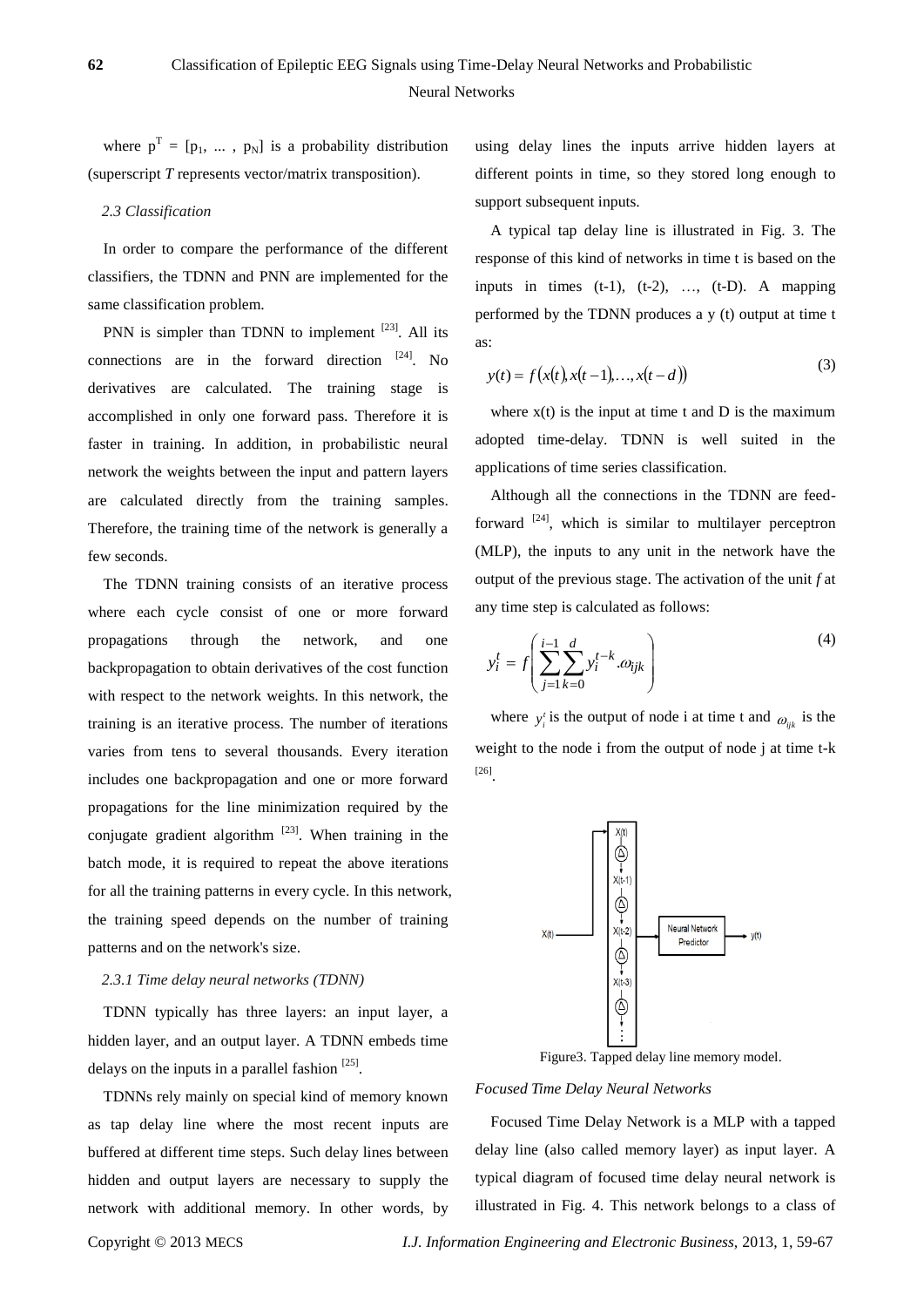where $p^T = [p_1, \ldots, p_N]$ is a probability distribution (superscript *T* represents vector/matrix transposition).

### *2.3 Classification*

In order to compare the performance of the different classifiers, the TDNN and PNN are implemented for the same classification problem.

PNN is simpler than TDNN to implement [23]. All its connections are in the forward direction [24]. No derivatives are calculated. The training stage is accomplished in only one forward pass. Therefore it is faster in training. In addition, in probabilistic neural network the weights between the input and pattern layers are calculated directly from the training samples. Therefore, the training time of the network is generally a few seconds.

The TDNN training consists of an iterative process where each cycle consist of one or more forward propagations through the network, and one backpropagation to obtain derivatives of the cost function with respect to the network weights. In this network, the training is an iterative process. The number of iterations varies from tens to several thousands. Every iteration includes one backpropagation and one or more forward propagations for the line minimization required by the conjugate gradient algorithm [23]. When training in the batch mode, it is required to repeat the above iterations for all the training patterns in every cycle. In this network, the training speed depends on the number of training patterns and on the network's size.

#### *2.3.1 Time delay neural networks (TDNN)*

TDNN typically has three layers: an input layer, a hidden layer, and an output layer. A TDNN embeds time delays on the inputs in a parallel fashion [25].

TDNNs rely mainly on special kind of memory known as tap delay line where the most recent inputs are buffered at different time steps. Such delay lines between hidden and output layers are necessary to supply the network with additional memory. In other words, by using delay lines the inputs arrive hidden layers at different points in time, so they stored long enough to support subsequent inputs.

A typical tap delay line is illustrated in Fig. 3. The response of this kind of networks in time t is based on the inputs in times (t-1), (t-2), …, (t-D). A mapping performed by the TDNN produces a y (t) output at time t as:

$$y(t) = f\big(x(t), x(t-1), \ldots, x(t-d)\big) \tag{3}$$

where x(t) is the input at time t and D is the maximum adopted time-delay. TDNN is well suited in the applications of time series classification.

Although all the connections in the TDNN are feed-forward [24], which is similar to multilayer perceptron (MLP), the inputs to any unit in the network have the output of the previous stage. The activation of the unit *f* at any time step is calculated as follows:

$$y_i^t = f\left(\sum_{j=1}^{i-1}\sum_{k=0}^{d} y_i^{t-k}.\omega_{ijk}\right) \tag{4}$$

where $y_i^t$ is the output of node i at time t and $\omega_{ijk}$ is the weight to the node i from the output of node j at time t-k [26].

Figure3. Tapped delay line memory model.

*Focused Time Delay Neural Networks*

Focused Time Delay Network is a MLP with a tapped delay line (also called memory layer) as input layer. A typical diagram of focused time delay neural network is illustrated in Fig. 4. This network belongs to a class of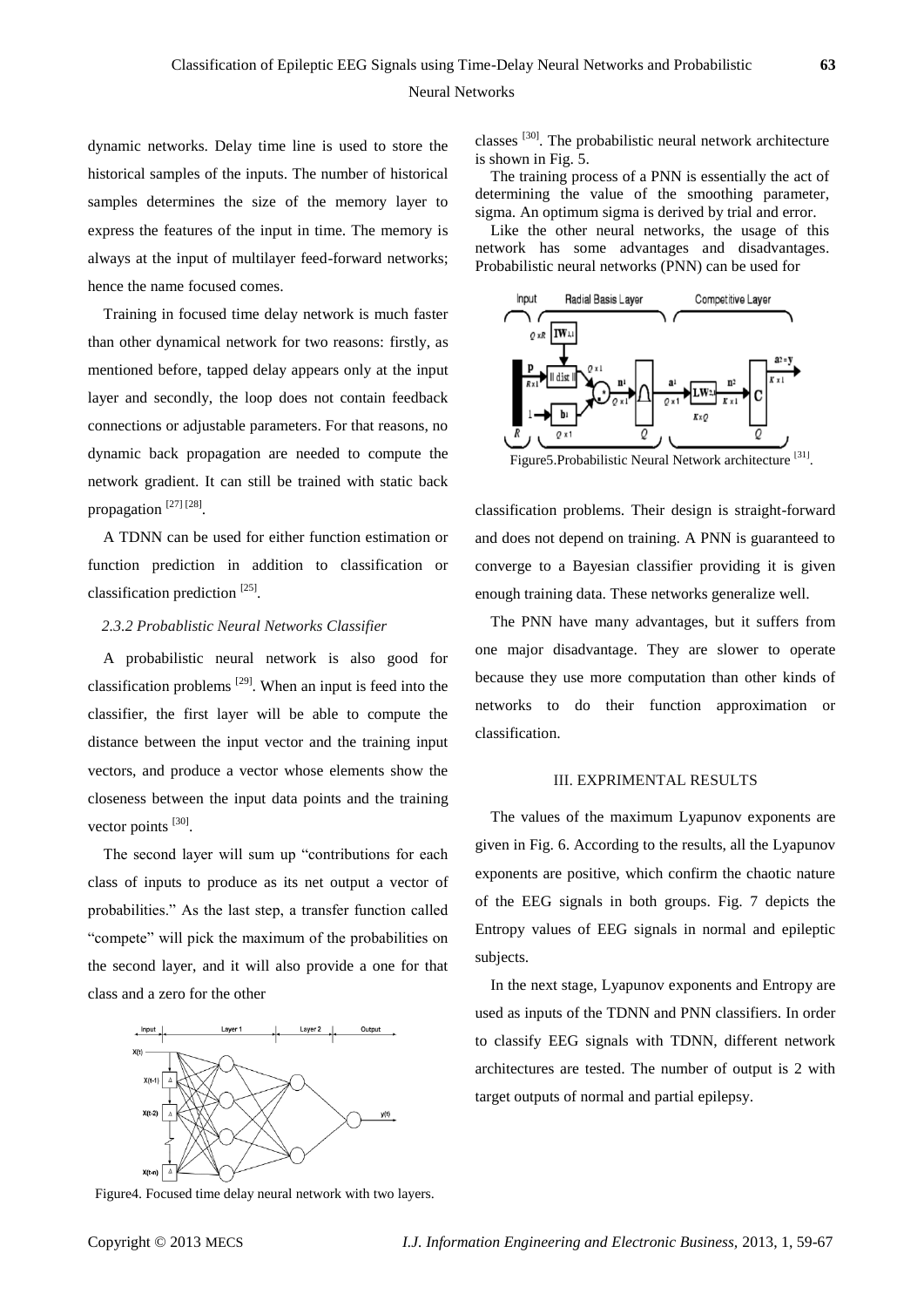dynamic networks. Delay time line is used to store the historical samples of the inputs. The number of historical samples determines the size of the memory layer to express the features of the input in time. The memory is always at the input of multilayer feed-forward networks; hence the name focused comes.

Training in focused time delay network is much faster than other dynamical network for two reasons: firstly, as mentioned before, tapped delay appears only at the input layer and secondly, the loop does not contain feedback connections or adjustable parameters. For that reasons, no dynamic back propagation are needed to compute the network gradient. It can still be trained with static back propagation [27] [28].

A TDNN can be used for either function estimation or function prediction in addition to classification or classification prediction [25].

### *2.3.2 Probablistic Neural Networks Classifier*

A probabilistic neural network is also good for classification problems [29]. When an input is feed into the classifier, the first layer will be able to compute the distance between the input vector and the training input vectors, and produce a vector whose elements show the closeness between the input data points and the training vector points [30].

The second layer will sum up "contributions for each class of inputs to produce as its net output a vector of probabilities." As the last step, a transfer function called "compete" will pick the maximum of the probabilities on the second layer, and it will also provide a one for that class and a zero for the other

Figure4. Focused time delay neural network with two layers.

classes [30]. The probabilistic neural network architecture is shown in Fig. 5.

The training process of a PNN is essentially the act of determining the value of the smoothing parameter, sigma. An optimum sigma is derived by trial and error.

Like the other neural networks, the usage of this network has some advantages and disadvantages. Probabilistic neural networks (PNN) can be used for

Figure5.Probabilistic Neural Network architecture [31].

classification problems. Their design is straight-forward and does not depend on training. A PNN is guaranteed to converge to a Bayesian classifier providing it is given enough training data. These networks generalize well.

The PNN have many advantages, but it suffers from one major disadvantage. They are slower to operate because they use more computation than other kinds of networks to do their function approximation or classification.

## III. EXPRIMENTAL RESULTS

The values of the maximum Lyapunov exponents are given in Fig. 6. According to the results, all the Lyapunov exponents are positive, which confirm the chaotic nature of the EEG signals in both groups. Fig. 7 depicts the Entropy values of EEG signals in normal and epileptic subjects.

In the next stage, Lyapunov exponents and Entropy are used as inputs of the TDNN and PNN classifiers. In order to classify EEG signals with TDNN, different network architectures are tested. The number of output is 2 with target outputs of normal and partial epilepsy.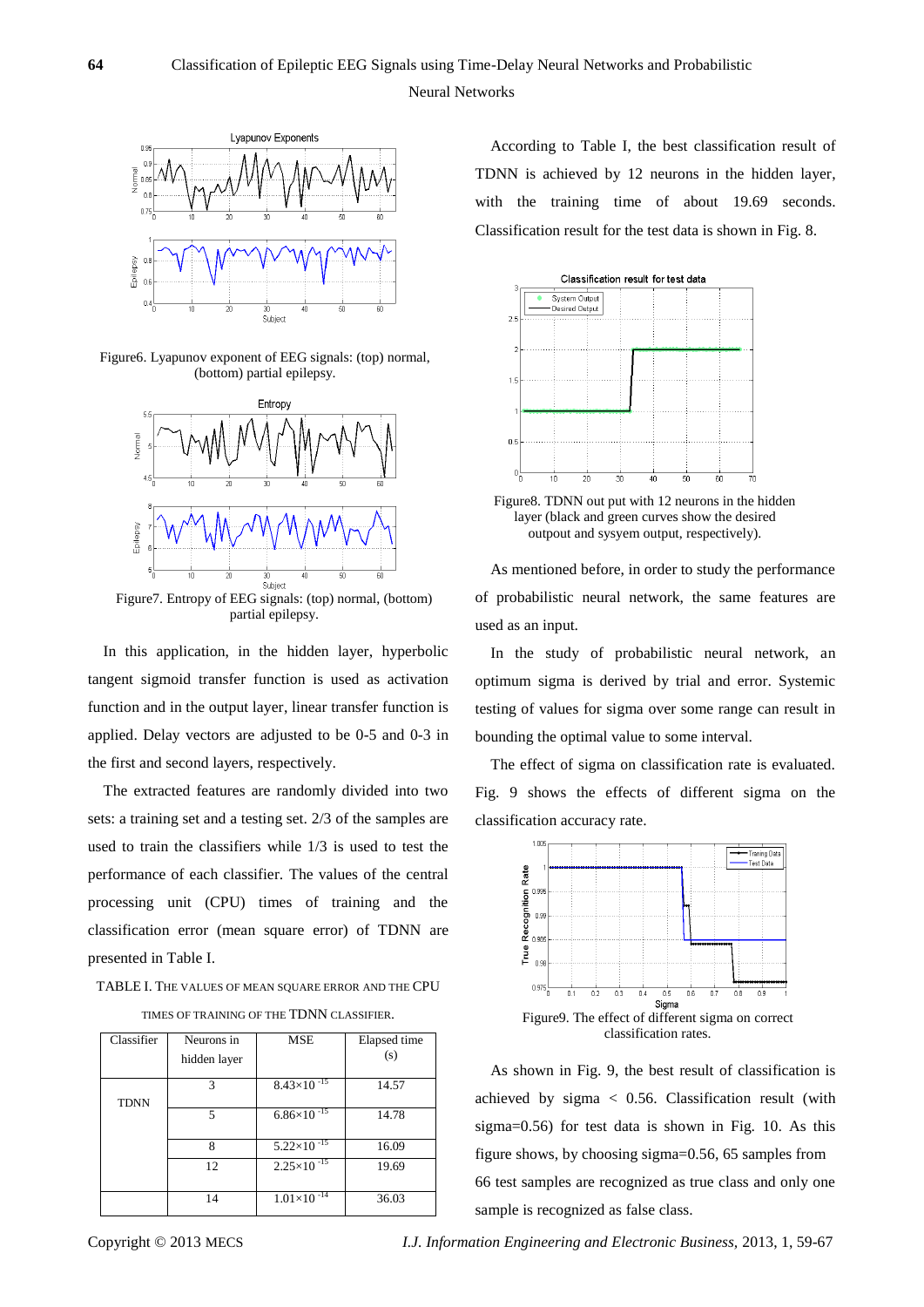Figure6. Lyapunov exponent of EEG signals: (top) normal, (bottom) partial epilepsy.

Figure7. Entropy of EEG signals: (top) normal, (bottom) partial epilepsy.

In this application, in the hidden layer, hyperbolic tangent sigmoid transfer function is used as activation function and in the output layer, linear transfer function is applied. Delay vectors are adjusted to be 0-5 and 0-3 in the first and second layers, respectively.

The extracted features are randomly divided into two sets: a training set and a testing set. 2/3 of the samples are used to train the classifiers while 1/3 is used to test the performance of each classifier. The values of the central processing unit (CPU) times of training and the classification error (mean square error) of TDNN are presented in Table I.

TABLE I. THE VALUES OF MEAN SQUARE ERROR AND THE CPU TIMES OF TRAINING OF THE TDNN CLASSIFIER.

| Classifier | Neurons in hidden layer | MSE | Elapsed time (s) |
|---|---|---|---|
| TDNN | 3 | $8.43\times10^{-15}$ | 14.57 |
| | 5 | $6.86\times10^{-15}$ | 14.78 |
| | 8 | $5.22\times10^{-15}$ | 16.09 |
| | 12 | $2.25\times10^{-15}$ | 19.69 |
| | 14 | $1.01\times10^{-14}$ | 36.03 |

According to Table I, the best classification result of TDNN is achieved by 12 neurons in the hidden layer, with the training time of about 19.69 seconds. Classification result for the test data is shown in Fig. 8.

Figure8. TDNN out put with 12 neurons in the hidden layer (black and green curves show the desired outpout and sysyem output, respectively).

As mentioned before, in order to study the performance of probabilistic neural network, the same features are used as an input.

In the study of probabilistic neural network, an optimum sigma is derived by trial and error. Systemic testing of values for sigma over some range can result in bounding the optimal value to some interval.

The effect of sigma on classification rate is evaluated. Fig. 9 shows the effects of different sigma on the classification accuracy rate.

Figure9. The effect of different sigma on correct classification rates.

As shown in Fig. 9, the best result of classification is achieved by sigma < 0.56. Classification result (with sigma=0.56) for test data is shown in Fig. 10. As this figure shows, by choosing sigma=0.56, 65 samples from 66 test samples are recognized as true class and only one sample is recognized as false class.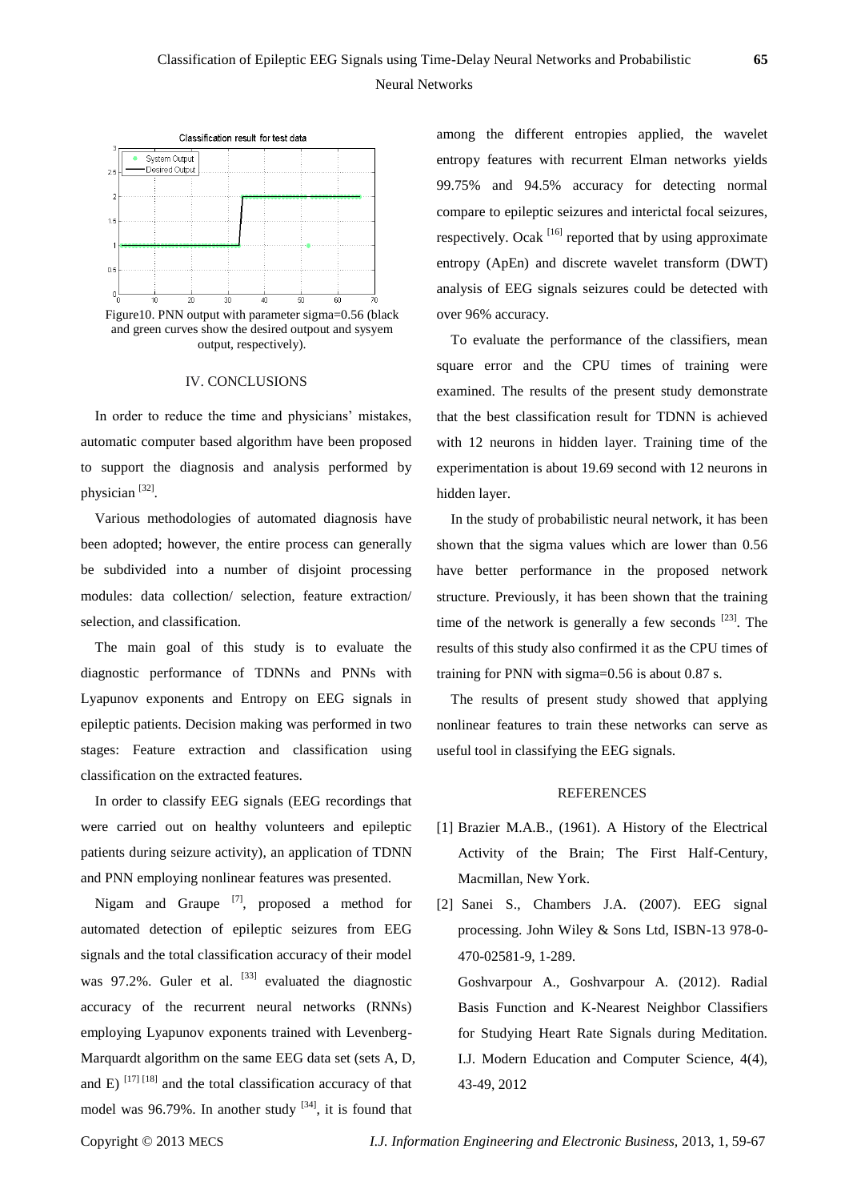Figure10. PNN output with parameter sigma=0.56 (black and green curves show the desired outpout and sysyem output, respectively).

## IV. CONCLUSIONS

In order to reduce the time and physicians' mistakes, automatic computer based algorithm have been proposed to support the diagnosis and analysis performed by physician [32].

Various methodologies of automated diagnosis have been adopted; however, the entire process can generally be subdivided into a number of disjoint processing modules: data collection/ selection, feature extraction/ selection, and classification.

The main goal of this study is to evaluate the diagnostic performance of TDNNs and PNNs with Lyapunov exponents and Entropy on EEG signals in epileptic patients. Decision making was performed in two stages: Feature extraction and classification using classification on the extracted features.

In order to classify EEG signals (EEG recordings that were carried out on healthy volunteers and epileptic patients during seizure activity), an application of TDNN and PNN employing nonlinear features was presented.

Nigam and Graupe [7], proposed a method for automated detection of epileptic seizures from EEG signals and the total classification accuracy of their model was 97.2%. Guler et al. [33] evaluated the diagnostic accuracy of the recurrent neural networks (RNNs) employing Lyapunov exponents trained with Levenberg-Marquardt algorithm on the same EEG data set (sets A, D, and E) [17] [18] and the total classification accuracy of that model was 96.79%. In another study [34], it is found that among the different entropies applied, the wavelet entropy features with recurrent Elman networks yields 99.75% and 94.5% accuracy for detecting normal compare to epileptic seizures and interictal focal seizures, respectively. Ocak [16] reported that by using approximate entropy (ApEn) and discrete wavelet transform (DWT) analysis of EEG signals seizures could be detected with over 96% accuracy.

To evaluate the performance of the classifiers, mean square error and the CPU times of training were examined. The results of the present study demonstrate that the best classification result for TDNN is achieved with 12 neurons in hidden layer. Training time of the experimentation is about 19.69 second with 12 neurons in hidden layer.

In the study of probabilistic neural network, it has been shown that the sigma values which are lower than 0.56 have better performance in the proposed network structure. Previously, it has been shown that the training time of the network is generally a few seconds [23]. The results of this study also confirmed it as the CPU times of training for PNN with sigma=0.56 is about 0.87 s.

The results of present study showed that applying nonlinear features to train these networks can serve as useful tool in classifying the EEG signals.

## REFERENCES

[1] Brazier M.A.B., (1961). A History of the Electrical Activity of the Brain; The First Half-Century, Macmillan, New York.

[2] Sanei S., Chambers J.A. (2007). EEG signal processing. John Wiley & Sons Ltd, ISBN-13 978-0-470-02581-9, 1-289.

Goshvarpour A., Goshvarpour A. (2012). Radial Basis Function and K-Nearest Neighbor Classifiers for Studying Heart Rate Signals during Meditation. I.J. Modern Education and Computer Science, 4(4), 43-49, 2012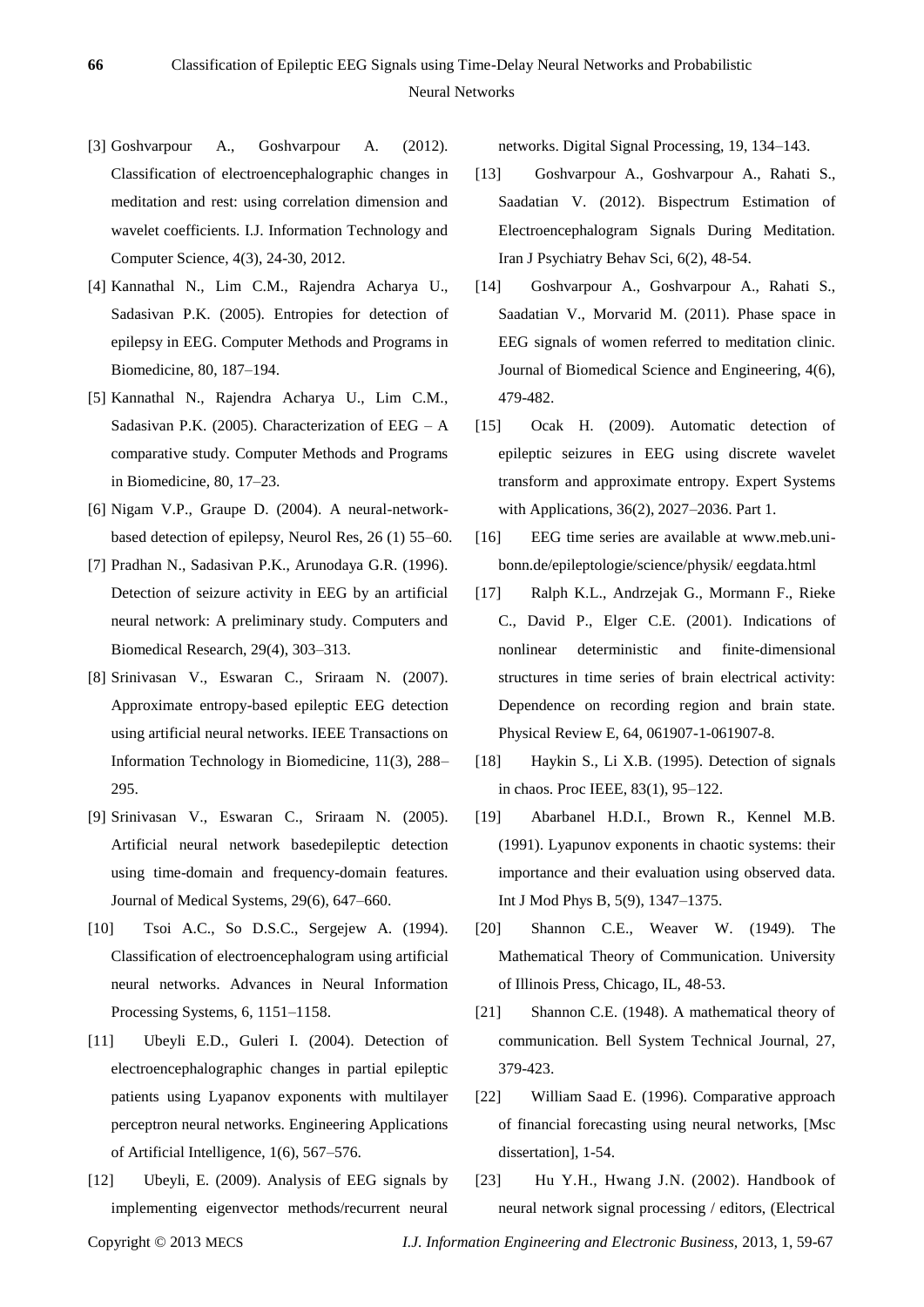[3] Goshvarpour A., Goshvarpour A. (2012). Classification of electroencephalographic changes in meditation and rest: using correlation dimension and wavelet coefficients. I.J. Information Technology and Computer Science, 4(3), 24-30, 2012.

[4] Kannathal N., Lim C.M., Rajendra Acharya U., Sadasivan P.K. (2005). Entropies for detection of epilepsy in EEG. Computer Methods and Programs in Biomedicine, 80, 187–194.

[5] Kannathal N., Rajendra Acharya U., Lim C.M., Sadasivan P.K. (2005). Characterization of EEG – A comparative study. Computer Methods and Programs in Biomedicine, 80, 17–23.

[6] Nigam V.P., Graupe D. (2004). A neural-network-based detection of epilepsy, Neurol Res, 26 (1) 55–60.

[7] Pradhan N., Sadasivan P.K., Arunodaya G.R. (1996). Detection of seizure activity in EEG by an artificial neural network: A preliminary study. Computers and Biomedical Research, 29(4), 303–313.

[8] Srinivasan V., Eswaran C., Sriraam N. (2007). Approximate entropy-based epileptic EEG detection using artificial neural networks. IEEE Transactions on Information Technology in Biomedicine, 11(3), 288–295.

[9] Srinivasan V., Eswaran C., Sriraam N. (2005). Artificial neural network basedepileptic detection using time-domain and frequency-domain features. Journal of Medical Systems, 29(6), 647–660.

[10] Tsoi A.C., So D.S.C., Sergejew A. (1994). Classification of electroencephalogram using artificial neural networks. Advances in Neural Information Processing Systems, 6, 1151–1158.

[11] Ubeyli E.D., Guleri I. (2004). Detection of electroencephalographic changes in partial epileptic patients using Lyapanov exponents with multilayer perceptron neural networks. Engineering Applications of Artificial Intelligence, 1(6), 567–576.

[12] Ubeyli, E. (2009). Analysis of EEG signals by implementing eigenvector methods/recurrent neural networks. Digital Signal Processing, 19, 134–143.

[13] Goshvarpour A., Goshvarpour A., Rahati S., Saadatian V. (2012). Bispectrum Estimation of Electroencephalogram Signals During Meditation. Iran J Psychiatry Behav Sci, 6(2), 48-54.

[14] Goshvarpour A., Goshvarpour A., Rahati S., Saadatian V., Morvarid M. (2011). Phase space in EEG signals of women referred to meditation clinic. Journal of Biomedical Science and Engineering, 4(6), 479-482.

[15] Ocak H. (2009). Automatic detection of epileptic seizures in EEG using discrete wavelet transform and approximate entropy. Expert Systems with Applications, 36(2), 2027–2036. Part 1.

[16] EEG time series are available at www.meb.uni-bonn.de/epileptologie/science/physik/ eegdata.html

[17] Ralph K.L., Andrzejak G., Mormann F., Rieke C., David P., Elger C.E. (2001). Indications of nonlinear deterministic and finite-dimensional structures in time series of brain electrical activity: Dependence on recording region and brain state. Physical Review E, 64, 061907-1-061907-8.

[18] Haykin S., Li X.B. (1995). Detection of signals in chaos. Proc IEEE, 83(1), 95–122.

[19] Abarbanel H.D.I., Brown R., Kennel M.B. (1991). Lyapunov exponents in chaotic systems: their importance and their evaluation using observed data. Int J Mod Phys B, 5(9), 1347–1375.

[20] Shannon C.E., Weaver W. (1949). The Mathematical Theory of Communication. University of Illinois Press, Chicago, IL, 48-53.

[21] Shannon C.E. (1948). A mathematical theory of communication. Bell System Technical Journal, 27, 379-423.

[22] William Saad E. (1996). Comparative approach of financial forecasting using neural networks, [Msc dissertation], 1-54.

[23] Hu Y.H., Hwang J.N. (2002). Handbook of neural network signal processing / editors, (Electrical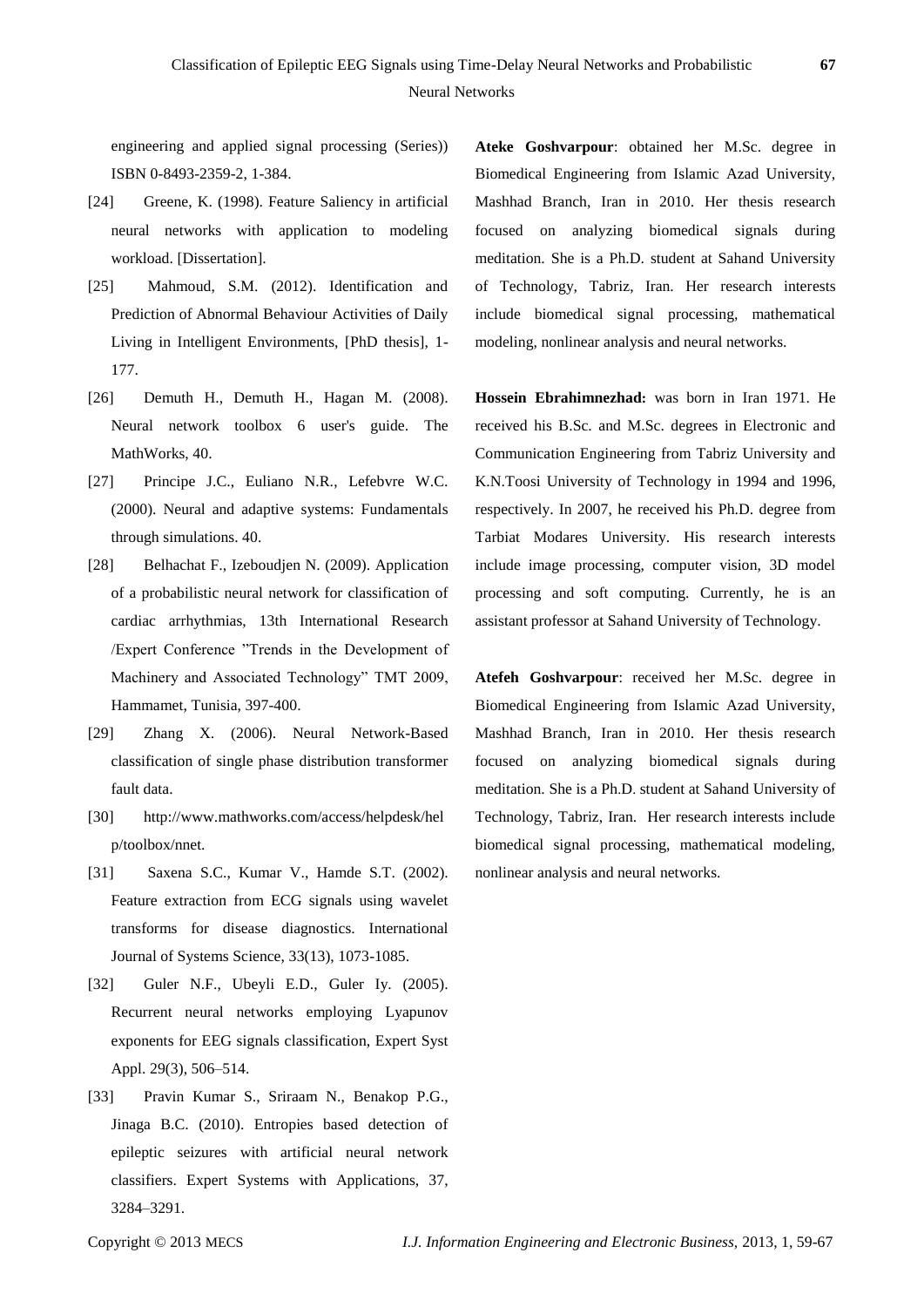engineering and applied signal processing (Series)) ISBN 0-8493-2359-2, 1-384.

[24] Greene, K. (1998). Feature Saliency in artificial neural networks with application to modeling workload. [Dissertation].

[25] Mahmoud, S.M. (2012). Identification and Prediction of Abnormal Behaviour Activities of Daily Living in Intelligent Environments, [PhD thesis], 1-177.

[26] Demuth H., Demuth H., Hagan M. (2008). Neural network toolbox 6 user's guide. The MathWorks, 40.

[27] Principe J.C., Euliano N.R., Lefebvre W.C. (2000). Neural and adaptive systems: Fundamentals through simulations. 40.

[28] Belhachat F., Izeboudjen N. (2009). Application of a probabilistic neural network for classification of cardiac arrhythmias, 13th International Research /Expert Conference "Trends in the Development of Machinery and Associated Technology" TMT 2009, Hammamet, Tunisia, 397-400.

[29] Zhang X. (2006). Neural Network-Based classification of single phase distribution transformer fault data.

[30] http://www.mathworks.com/access/helpdesk/help/toolbox/nnet.

[31] Saxena S.C., Kumar V., Hamde S.T. (2002). Feature extraction from ECG signals using wavelet transforms for disease diagnostics. International Journal of Systems Science, 33(13), 1073-1085.

[32] Guler N.F., Ubeyli E.D., Guler Iy. (2005). Recurrent neural networks employing Lyapunov exponents for EEG signals classification, Expert Syst Appl. 29(3), 506–514.

[33] Pravin Kumar S., Sriraam N., Benakop P.G., Jinaga B.C. (2010). Entropies based detection of epileptic seizures with artificial neural network classifiers. Expert Systems with Applications, 37, 3284–3291.

**Ateke Goshvarpour**: obtained her M.Sc. degree in Biomedical Engineering from Islamic Azad University, Mashhad Branch, Iran in 2010. Her thesis research focused on analyzing biomedical signals during meditation. She is a Ph.D. student at Sahand University of Technology, Tabriz, Iran. Her research interests include biomedical signal processing, mathematical modeling, nonlinear analysis and neural networks.

**Hossein Ebrahimnezhad:** was born in Iran 1971. He received his B.Sc. and M.Sc. degrees in Electronic and Communication Engineering from Tabriz University and K.N.Toosi University of Technology in 1994 and 1996, respectively. In 2007, he received his Ph.D. degree from Tarbiat Modares University. His research interests include image processing, computer vision, 3D model processing and soft computing. Currently, he is an assistant professor at Sahand University of Technology.

**Atefeh Goshvarpour**: received her M.Sc. degree in Biomedical Engineering from Islamic Azad University, Mashhad Branch, Iran in 2010. Her thesis research focused on analyzing biomedical signals during meditation. She is a Ph.D. student at Sahand University of Technology, Tabriz, Iran. Her research interests include biomedical signal processing, mathematical modeling, nonlinear analysis and neural networks.